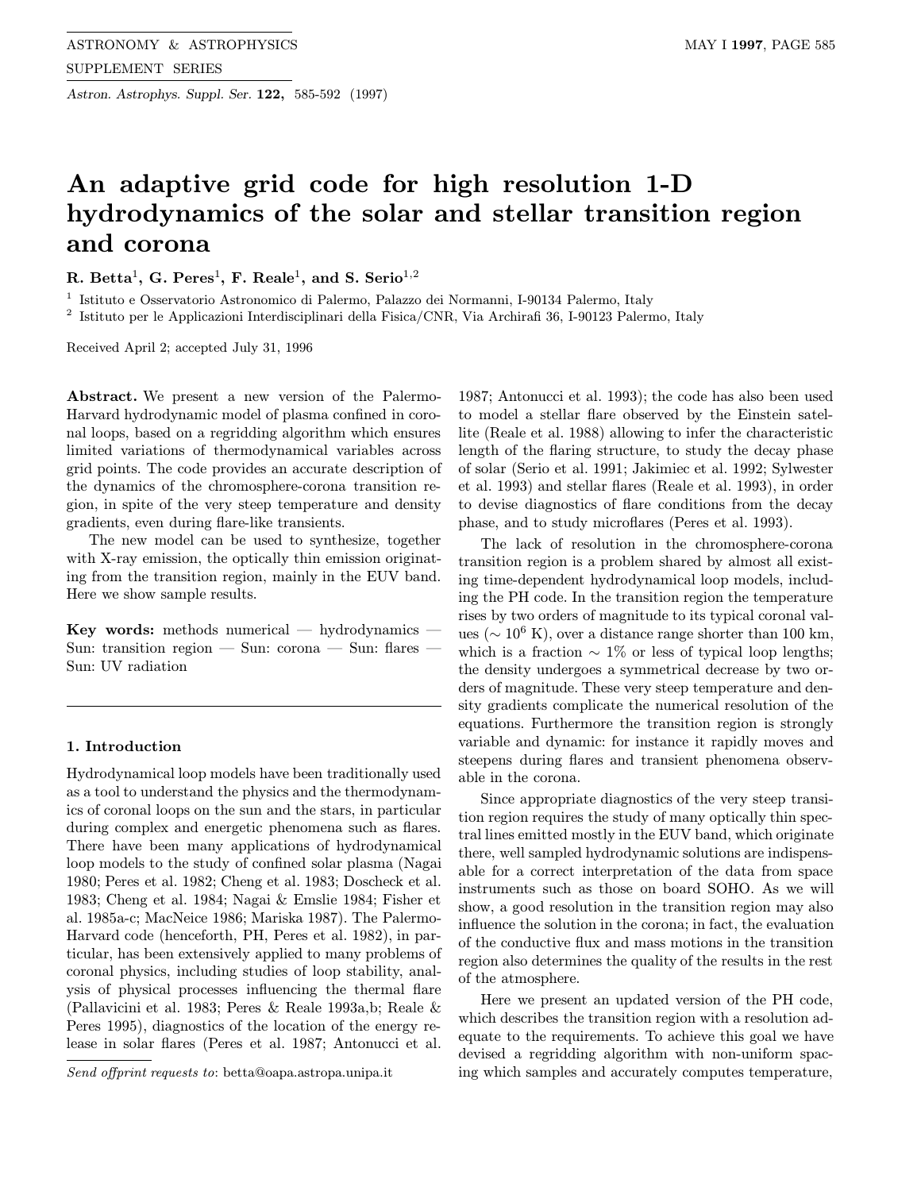# An adaptive grid code for high resolution 1-D hydrodynamics of the solar and stellar transition region and corona

**R. Betta[1], G. Peres[1], F. Reale[1], and S. Serio[1,2]**

[1] Istituto e Osservatorio Astronomico di Palermo, Palazzo dei Normanni, I-90134 Palermo, Italy

[2] Istituto per le Applicazioni Interdisciplinari della Fisica/CNR, Via Archirafi 36, I-90123 Palermo, Italy

Received April 2; accepted July 31, 1996

**Abstract.** We present a new version of the Palermo-Harvard hydrodynamic model of plasma confined in coronal loops, based on a regridding algorithm which ensures limited variations of thermodynamical variables across grid points. The code provides an accurate description of the dynamics of the chromosphere-corona transition region, in spite of the very steep temperature and density gradients, even during flare-like transients.

The new model can be used to synthesize, together with X-ray emission, the optically thin emission originating from the transition region, mainly in the EUV band. Here we show sample results.

**Key words:** methods numerical — hydrodynamics — Sun: transition region — Sun: corona — Sun: flares — Sun: UV radiation

## 1. Introduction

Hydrodynamical loop models have been traditionally used as a tool to understand the physics and the thermodynamics of coronal loops on the sun and the stars, in particular during complex and energetic phenomena such as flares. There have been many applications of hydrodynamical loop models to the study of confined solar plasma (Nagai 1980; Peres et al. 1982; Cheng et al. 1983; Doscheck et al. 1983; Cheng et al. 1984; Nagai & Emslie 1984; Fisher et al. 1985a-c; MacNeice 1986; Mariska 1987). The Palermo-Harvard code (henceforth, PH, Peres et al. 1982), in particular, has been extensively applied to many problems of coronal physics, including studies of loop stability, analysis of physical processes influencing the thermal flare (Pallavicini et al. 1983; Peres & Reale 1993a,b; Reale & Peres 1995), diagnostics of the location of the energy release in solar flares (Peres et al. 1987; Antonucci et al. 1987; Antonucci et al. 1993); the code has also been used to model a stellar flare observed by the Einstein satellite (Reale et al. 1988) allowing to infer the characteristic length of the flaring structure, to study the decay phase of solar (Serio et al. 1991; Jakimiec et al. 1992; Sylwester et al. 1993) and stellar flares (Reale et al. 1993), in order to devise diagnostics of flare conditions from the decay phase, and to study microflares (Peres et al. 1993).

The lack of resolution in the chromosphere-corona transition region is a problem shared by almost all existing time-dependent hydrodynamical loop models, including the PH code. In the transition region the temperature rises by two orders of magnitude to its typical coronal values ($\sim 10^6$ K), over a distance range shorter than 100 km, which is a fraction $\sim 1\%$ or less of typical loop lengths; the density undergoes a symmetrical decrease by two orders of magnitude. These very steep temperature and density gradients complicate the numerical resolution of the equations. Furthermore the transition region is strongly variable and dynamic: for instance it rapidly moves and steepens during flares and transient phenomena observable in the corona.

Since appropriate diagnostics of the very steep transition region requires the study of many optically thin spectral lines emitted mostly in the EUV band, which originate there, well sampled hydrodynamic solutions are indispensable for a correct interpretation of the data from space instruments such as those on board SOHO. As we will show, a good resolution in the transition region may also influence the solution in the corona; in fact, the evaluation of the conductive flux and mass motions in the transition region also determines the quality of the results in the rest of the atmosphere.

Here we present an updated version of the PH code, which describes the transition region with a resolution adequate to the requirements. To achieve this goal we have devised a regridding algorithm with non-uniform spacing which samples and accurately computes temperature,

*Send offprint requests to*: betta@oapa.astropa.unipa.it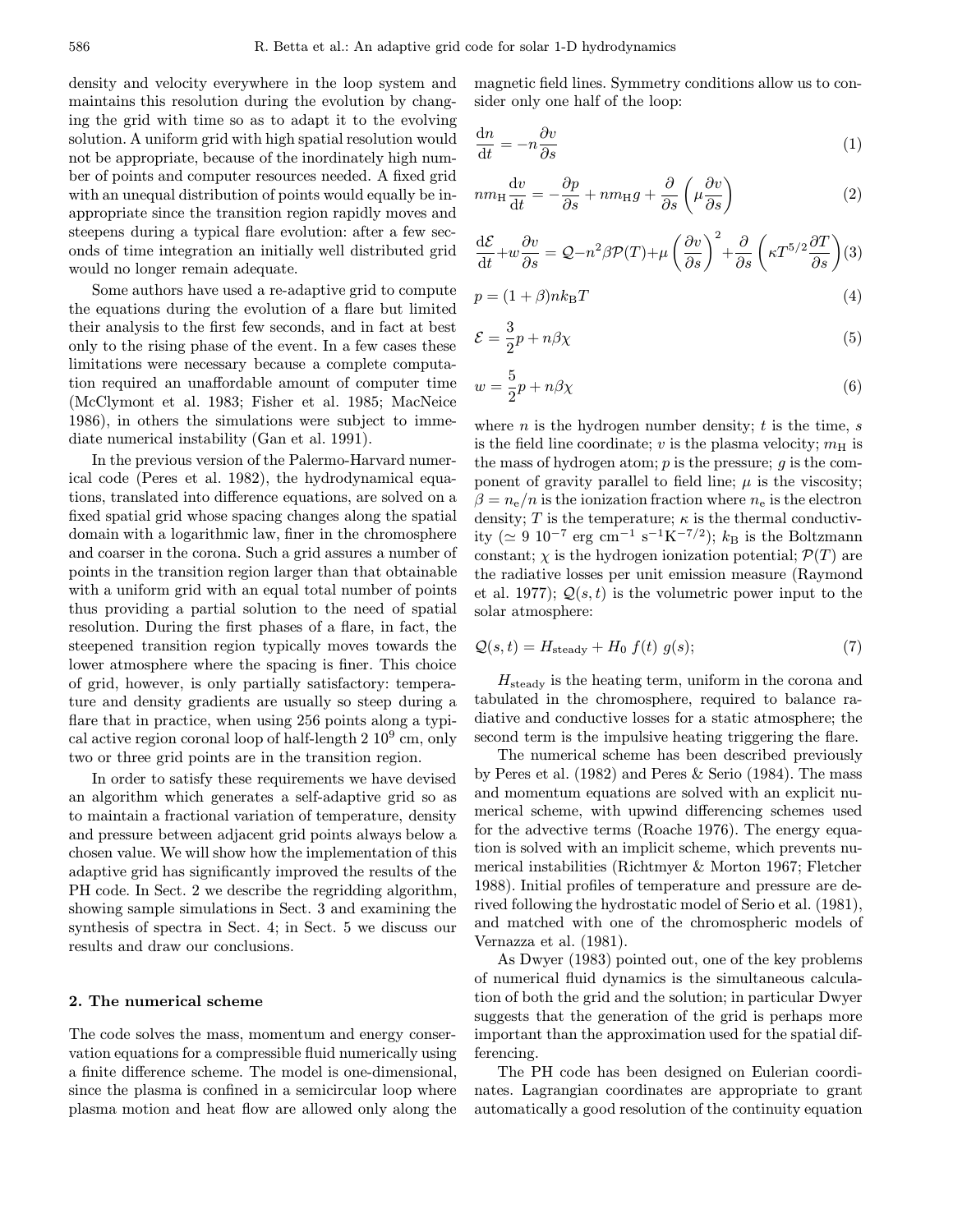density and velocity everywhere in the loop system and maintains this resolution during the evolution by changing the grid with time so as to adapt it to the evolving solution. A uniform grid with high spatial resolution would not be appropriate, because of the inordinately high number of points and computer resources needed. A fixed grid with an unequal distribution of points would equally be inappropriate since the transition region rapidly moves and steepens during a typical flare evolution: after a few seconds of time integration an initially well distributed grid would no longer remain adequate.

Some authors have used a re-adaptive grid to compute the equations during the evolution of a flare but limited their analysis to the first few seconds, and in fact at best only to the rising phase of the event. In a few cases these limitations were necessary because a complete computation required an unaffordable amount of computer time (McClymont et al. 1983; Fisher et al. 1985; MacNeice 1986), in others the simulations were subject to immediate numerical instability (Gan et al. 1991).

In the previous version of the Palermo-Harvard numerical code (Peres et al. 1982), the hydrodynamical equations, translated into difference equations, are solved on a fixed spatial grid whose spacing changes along the spatial domain with a logarithmic law, finer in the chromosphere and coarser in the corona. Such a grid assures a number of points in the transition region larger than that obtainable with a uniform grid with an equal total number of points thus providing a partial solution to the need of spatial resolution. During the first phases of a flare, in fact, the steepened transition region typically moves towards the lower atmosphere where the spacing is finer. This choice of grid, however, is only partially satisfactory: temperature and density gradients are usually so steep during a flare that in practice, when using 256 points along a typical active region coronal loop of half-length $2\ 10^9$ cm, only two or three grid points are in the transition region.

In order to satisfy these requirements we have devised an algorithm which generates a self-adaptive grid so as to maintain a fractional variation of temperature, density and pressure between adjacent grid points always below a chosen value. We will show how the implementation of this adaptive grid has significantly improved the results of the PH code. In Sect. 2 we describe the regridding algorithm, showing sample simulations in Sect. 3 and examining the synthesis of spectra in Sect. 4; in Sect. 5 we discuss our results and draw our conclusions.

## 2. The numerical scheme

The code solves the mass, momentum and energy conservation equations for a compressible fluid numerically using a finite difference scheme. The model is one-dimensional, since the plasma is confined in a semicircular loop where plasma motion and heat flow are allowed only along the magnetic field lines. Symmetry conditions allow us to consider only one half of the loop:

$$\frac{\mathrm{d}n}{\mathrm{d}t} = -n\frac{\partial v}{\partial s} \tag{1}$$

$$nm_{\mathrm{H}}\frac{\mathrm{d}v}{\mathrm{d}t} = -\frac{\partial p}{\partial s} + nm_{\mathrm{H}}g + \frac{\partial}{\partial s}\left(\mu\frac{\partial v}{\partial s}\right) \tag{2}$$

$$\frac{\mathrm{d}\mathcal{E}}{\mathrm{d}t} + w\frac{\partial v}{\partial s} = \mathcal{Q} - n^2\beta\mathcal{P}(T) + \mu\left(\frac{\partial v}{\partial s}\right)^2 + \frac{\partial}{\partial s}\left(\kappa T^{5/2}\frac{\partial T}{\partial s}\right) \tag{3}$$

$$p = (1+\beta)nk_{\mathrm{B}}T \tag{4}$$

$$\mathcal{E} = \frac{3}{2}p + n\beta\chi \tag{5}$$

$$w = \frac{5}{2}p + n\beta\chi \tag{6}$$

where $n$ is the hydrogen number density; $t$ is the time, $s$ is the field line coordinate; $v$ is the plasma velocity; $m_{\mathrm{H}}$ is the mass of hydrogen atom; $p$ is the pressure; $g$ is the component of gravity parallel to field line; $\mu$ is the viscosity; $\beta = n_{\mathrm{e}}/n$ is the ionization fraction where $n_{\mathrm{e}}$ is the electron density; $T$ is the temperature; $\kappa$ is the thermal conductivity ($\simeq 9\ 10^{-7}$ erg cm$^{-1}$ s$^{-1}$K$^{-7/2}$); $k_{\mathrm{B}}$ is the Boltzmann constant; $\chi$ is the hydrogen ionization potential; $\mathcal{P}(T)$ are the radiative losses per unit emission measure (Raymond et al. 1977); $\mathcal{Q}(s,t)$ is the volumetric power input to the solar atmosphere:

$$\mathcal{Q}(s,t) = H_{\mathrm{steady}} + H_0\ f(t)\ g(s); \tag{7}$$

$H_{\mathrm{steady}}$ is the heating term, uniform in the corona and tabulated in the chromosphere, required to balance radiative and conductive losses for a static atmosphere; the second term is the impulsive heating triggering the flare.

The numerical scheme has been described previously by Peres et al. (1982) and Peres & Serio (1984). The mass and momentum equations are solved with an explicit numerical scheme, with upwind differencing schemes used for the advective terms (Roache 1976). The energy equation is solved with an implicit scheme, which prevents numerical instabilities (Richtmyer & Morton 1967; Fletcher 1988). Initial profiles of temperature and pressure are derived following the hydrostatic model of Serio et al. (1981), and matched with one of the chromospheric models of Vernazza et al. (1981).

As Dwyer (1983) pointed out, one of the key problems of numerical fluid dynamics is the simultaneous calculation of both the grid and the solution; in particular Dwyer suggests that the generation of the grid is perhaps more important than the approximation used for the spatial differencing.

The PH code has been designed on Eulerian coordinates. Lagrangian coordinates are appropriate to grant automatically a good resolution of the continuity equation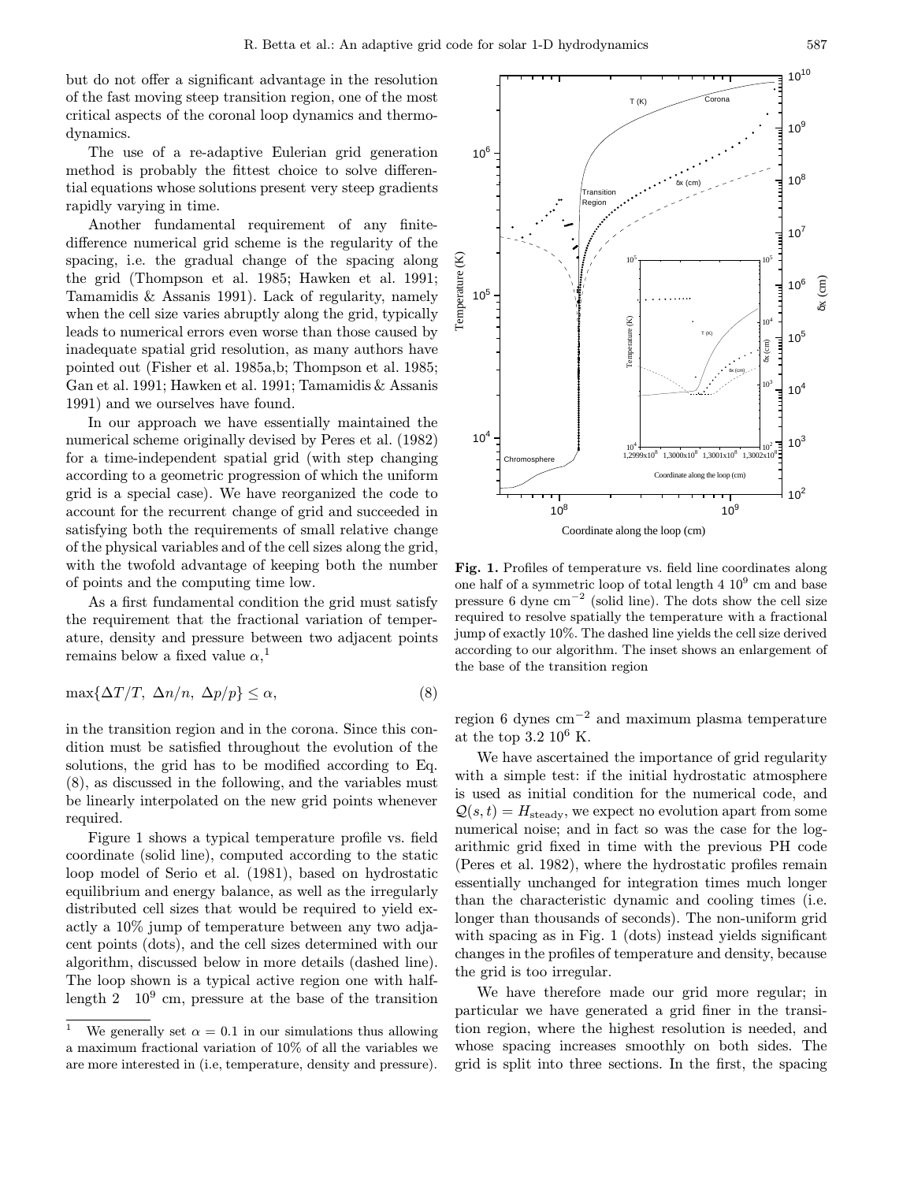but do not offer a significant advantage in the resolution of the fast moving steep transition region, one of the most critical aspects of the coronal loop dynamics and thermodynamics.

The use of a re-adaptive Eulerian grid generation method is probably the fittest choice to solve differential equations whose solutions present very steep gradients rapidly varying in time.

Another fundamental requirement of any finite-difference numerical grid scheme is the regularity of the spacing, i.e. the gradual change of the spacing along the grid (Thompson et al. 1985; Hawken et al. 1991; Tamamidis & Assanis 1991). Lack of regularity, namely when the cell size varies abruptly along the grid, typically leads to numerical errors even worse than those caused by inadequate spatial grid resolution, as many authors have pointed out (Fisher et al. 1985a,b; Thompson et al. 1985; Gan et al. 1991; Hawken et al. 1991; Tamamidis & Assanis 1991) and we ourselves have found.

In our approach we have essentially maintained the numerical scheme originally devised by Peres et al. (1982) for a time-independent spatial grid (with step changing according to a geometric progression of which the uniform grid is a special case). We have reorganized the code to account for the recurrent change of grid and succeeded in satisfying both the requirements of small relative change of the physical variables and of the cell sizes along the grid, with the twofold advantage of keeping both the number of points and the computing time low.

As a first fundamental condition the grid must satisfy the requirement that the fractional variation of temperature, density and pressure between two adjacent points remains below a fixed value $\alpha$,[1]

$$\max\{\Delta T/T,\ \Delta n/n,\ \Delta p/p\} \leq \alpha, \tag{8}$$

in the transition region and in the corona. Since this condition must be satisfied throughout the evolution of the solutions, the grid has to be modified according to Eq. (8), as discussed in the following, and the variables must be linearly interpolated on the new grid points whenever required.

Figure 1 shows a typical temperature profile vs. field coordinate (solid line), computed according to the static loop model of Serio et al. (1981), based on hydrostatic equilibrium and energy balance, as well as the irregularly distributed cell sizes that would be required to yield exactly a 10% jump of temperature between any two adjacent points (dots), and the cell sizes determined with our algorithm, discussed below in more details (dashed line). The loop shown is a typical active region one with half-length $2\ \ 10^9$ cm, pressure at the base of the transition region 6 dynes cm$^{-2}$ and maximum plasma temperature at the top 3.2 $10^6$ K.

**Fig. 1.** Profiles of temperature vs. field line coordinates along one half of a symmetric loop of total length 4 $10^9$ cm and base pressure 6 dyne cm$^{-2}$ (solid line). The dots show the cell size required to resolve spatially the temperature with a fractional jump of exactly 10%. The dashed line yields the cell size derived according to our algorithm. The inset shows an enlargement of the base of the transition region

We have ascertained the importance of grid regularity with a simple test: if the initial hydrostatic atmosphere is used as initial condition for the numerical code, and $\mathcal{Q}(s,t) = H_{\mathrm{steady}}$, we expect no evolution apart from some numerical noise; and in fact so was the case for the logarithmic grid fixed in time with the previous PH code (Peres et al. 1982), where the hydrostatic profiles remain essentially unchanged for integration times much longer than the characteristic dynamic and cooling times (i.e. longer than thousands of seconds). The non-uniform grid with spacing as in Fig. 1 (dots) instead yields significant changes in the profiles of temperature and density, because the grid is too irregular.

We have therefore made our grid more regular; in particular we have generated a grid finer in the transition region, where the highest resolution is needed, and whose spacing increases smoothly on both sides. The grid is split into three sections. In the first, the spacing

[1] We generally set $\alpha = 0.1$ in our simulations thus allowing a maximum fractional variation of 10% of all the variables we are more interested in (i.e, temperature, density and pressure).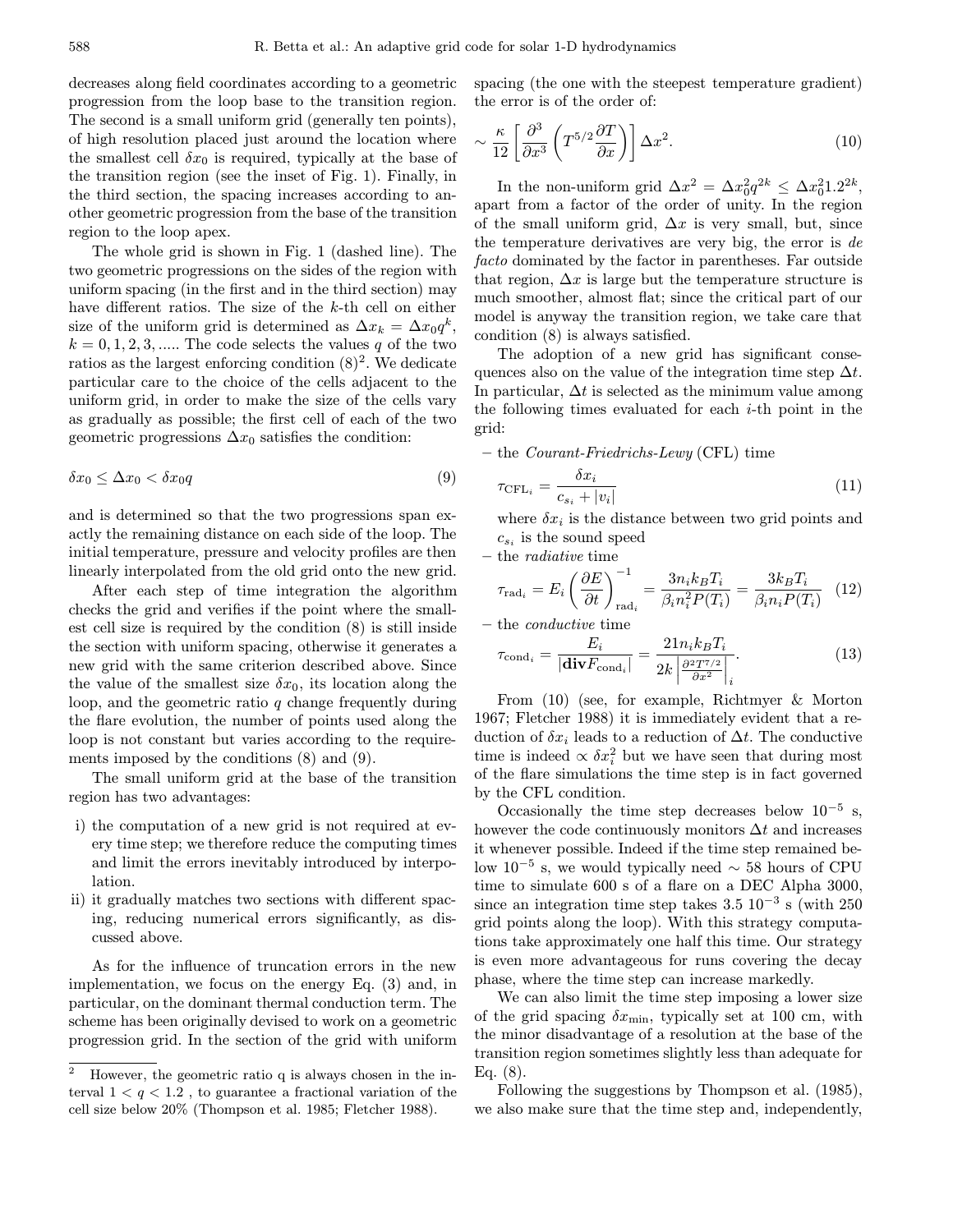decreases along field coordinates according to a geometric progression from the loop base to the transition region. The second is a small uniform grid (generally ten points), of high resolution placed just around the location where the smallest cell $\delta x_0$ is required, typically at the base of the transition region (see the inset of Fig. 1). Finally, in the third section, the spacing increases according to another geometric progression from the base of the transition region to the loop apex.

The whole grid is shown in Fig. 1 (dashed line). The two geometric progressions on the sides of the region with uniform spacing (in the first and in the third section) may have different ratios. The size of the $k$-th cell on either size of the uniform grid is determined as $\Delta x_k = \Delta x_0 q^k$, $k = 0, 1, 2, 3, .....$ The code selects the values $q$ of the two ratios as the largest enforcing condition (8)[2]. We dedicate particular care to the choice of the cells adjacent to the uniform grid, in order to make the size of the cells vary as gradually as possible; the first cell of each of the two geometric progressions $\Delta x_0$ satisfies the condition:

$$\delta x_0 \leq \Delta x_0 < \delta x_0 q \tag{9}$$

and is determined so that the two progressions span exactly the remaining distance on each side of the loop. The initial temperature, pressure and velocity profiles are then linearly interpolated from the old grid onto the new grid.

After each step of time integration the algorithm checks the grid and verifies if the point where the smallest cell size is required by the condition (8) is still inside the section with uniform spacing, otherwise it generates a new grid with the same criterion described above. Since the value of the smallest size $\delta x_0$, its location along the loop, and the geometric ratio $q$ change frequently during the flare evolution, the number of points used along the loop is not constant but varies according to the requirements imposed by the conditions (8) and (9).

The small uniform grid at the base of the transition region has two advantages:

i) the computation of a new grid is not required at every time step; we therefore reduce the computing times and limit the errors inevitably introduced by interpolation.
ii) it gradually matches two sections with different spacing, reducing numerical errors significantly, as discussed above.

As for the influence of truncation errors in the new implementation, we focus on the energy Eq. (3) and, in particular, on the dominant thermal conduction term. The scheme has been originally devised to work on a geometric progression grid. In the section of the grid with uniform spacing (the one with the steepest temperature gradient) the error is of the order of:

$$\sim \frac{\kappa}{12} \left[ \frac{\partial^3}{\partial x^3} \left( T^{5/2} \frac{\partial T}{\partial x} \right) \right] \Delta x^2. \tag{10}$$

In the non-uniform grid $\Delta x^2 = \Delta x_0^2 q^{2k} \leq \Delta x_0^2 1.2^{2k}$, apart from a factor of the order of unity. In the region of the small uniform grid, $\Delta x$ is very small, but, since the temperature derivatives are very big, the error is *de facto* dominated by the factor in parentheses. Far outside that region, $\Delta x$ is large but the temperature structure is much smoother, almost flat; since the critical part of our model is anyway the transition region, we take care that condition (8) is always satisfied.

The adoption of a new grid has significant consequences also on the value of the integration time step $\Delta t$. In particular, $\Delta t$ is selected as the minimum value among the following times evaluated for each $i$-th point in the grid:

– the *Courant-Friedrichs-Lewy* (CFL) time

$$\tau_{\mathrm{CFL}_i} = \frac{\delta x_i}{c_{s_i} + |v_i|} \tag{11}$$

where $\delta x_i$ is the distance between two grid points and $c_{s_i}$ is the sound speed

– the *radiative* time

$$\tau_{\mathrm{rad}_i} = E_i \left( \frac{\partial E}{\partial t} \right)^{-1}_{\mathrm{rad}_i} = \frac{3 n_i k_B T_i}{\beta_i n_i^2 P(T_i)} = \frac{3 k_B T_i}{\beta_i n_i P(T_i)} \tag{12}$$

– the *conductive* time

$$\tau_{\mathrm{cond}_i} = \frac{E_i}{|\mathbf{div} F_{\mathrm{cond}_i}|} = \frac{21 n_i k_B T_i}{2k \left| \frac{\partial^2 T^{7/2}}{\partial x^2} \right|_i}. \tag{13}$$

From (10) (see, for example, Richtmyer & Morton 1967; Fletcher 1988) it is immediately evident that a reduction of $\delta x_i$ leads to a reduction of $\Delta t$. The conductive time is indeed $\propto \delta x_i^2$ but we have seen that during most of the flare simulations the time step is in fact governed by the CFL condition.

Occasionally the time step decreases below $10^{-5}$ s, however the code continuously monitors $\Delta t$ and increases it whenever possible. Indeed if the time step remained below $10^{-5}$ s, we would typically need $\sim 58$ hours of CPU time to simulate 600 s of a flare on a DEC Alpha 3000, since an integration time step takes $3.5\ 10^{-3}$ s (with 250 grid points along the loop). With this strategy computations take approximately one half this time. Our strategy is even more advantageous for runs covering the decay phase, where the time step can increase markedly.

We can also limit the time step imposing a lower size of the grid spacing $\delta x_{\min}$, typically set at 100 cm, with the minor disadvantage of a resolution at the base of the transition region sometimes slightly less than adequate for Eq. (8).

Following the suggestions by Thompson et al. (1985), we also make sure that the time step and, independently,

[2] However, the geometric ratio q is always chosen in the interval $1 < q < 1.2$ , to guarantee a fractional variation of the cell size below 20% (Thompson et al. 1985; Fletcher 1988).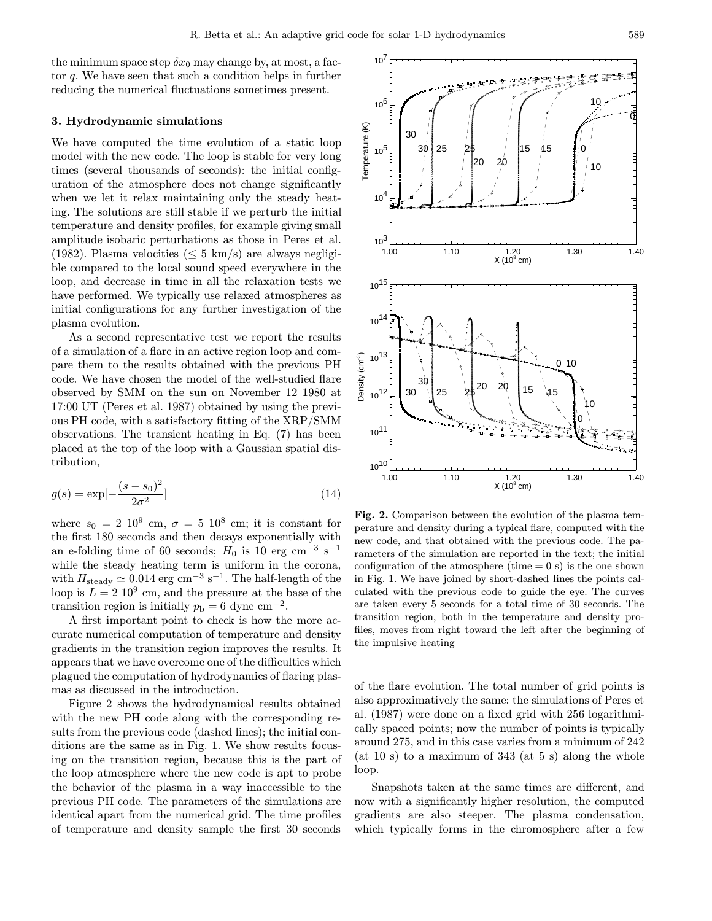the minimum space step $\delta x_0$ may change by, at most, a factor $q$. We have seen that such a condition helps in further reducing the numerical fluctuations sometimes present.

## 3. Hydrodynamic simulations

We have computed the time evolution of a static loop model with the new code. The loop is stable for very long times (several thousands of seconds): the initial configuration of the atmosphere does not change significantly when we let it relax maintaining only the steady heating. The solutions are still stable if we perturb the initial temperature and density profiles, for example giving small amplitude isobaric perturbations as those in Peres et al. (1982). Plasma velocities ($\leq 5$ km/s) are always negligible compared to the local sound speed everywhere in the loop, and decrease in time in all the relaxation tests we have performed. We typically use relaxed atmospheres as initial configurations for any further investigation of the plasma evolution.

As a second representative test we report the results of a simulation of a flare in an active region loop and compare them to the results obtained with the previous PH code. We have chosen the model of the well-studied flare observed by SMM on the sun on November 12 1980 at 17:00 UT (Peres et al. 1987) obtained by using the previous PH code, with a satisfactory fitting of the XRP/SMM observations. The transient heating in Eq. (7) has been placed at the top of the loop with a Gaussian spatial distribution,

$$g(s) = \exp[-\frac{(s - s_0)^2}{2\sigma^2}] \tag{14}$$

where $s_0 = 2\ 10^9$ cm, $\sigma = 5\ 10^8$ cm; it is constant for the first 180 seconds and then decays exponentially with an e-folding time of 60 seconds; $H_0$ is 10 erg cm$^{-3}$ s$^{-1}$ while the steady heating term is uniform in the corona, with $H_{\rm steady} \simeq 0.014$ erg cm$^{-3}$ s$^{-1}$. The half-length of the loop is $L = 2\ 10^9$ cm, and the pressure at the base of the transition region is initially $p_{\rm b} = 6$ dyne cm$^{-2}$.

A first important point to check is how the more accurate numerical computation of temperature and density gradients in the transition region improves the results. It appears that we have overcome one of the difficulties which plagued the computation of hydrodynamics of flaring plasmas as discussed in the introduction.

Figure 2 shows the hydrodynamical results obtained with the new PH code along with the corresponding results from the previous code (dashed lines); the initial conditions are the same as in Fig. 1. We show results focusing on the transition region, because this is the part of the loop atmosphere where the new code is apt to probe the behavior of the plasma in a way inaccessible to the previous PH code. The parameters of the simulations are identical apart from the numerical grid. The time profiles of temperature and density sample the first 30 seconds of the flare evolution. The total number of grid points is also approximatively the same: the simulations of Peres et al. (1987) were done on a fixed grid with 256 logarithmically spaced points; now the number of points is typically around 275, and in this case varies from a minimum of 242 (at 10 s) to a maximum of 343 (at 5 s) along the whole loop.

**Fig. 2.** Comparison between the evolution of the plasma temperature and density during a typical flare, computed with the new code, and that obtained with the previous code. The parameters of the simulation are reported in the text; the initial configuration of the atmosphere (time = 0 s) is the one shown in Fig. 1. We have joined by short-dashed lines the points calculated with the previous code to guide the eye. The curves are taken every 5 seconds for a total time of 30 seconds. The transition region, both in the temperature and density profiles, moves from right toward the left after the beginning of the impulsive heating

Snapshots taken at the same times are different, and now with a significantly higher resolution, the computed gradients are also steeper. The plasma condensation, which typically forms in the chromosphere after a few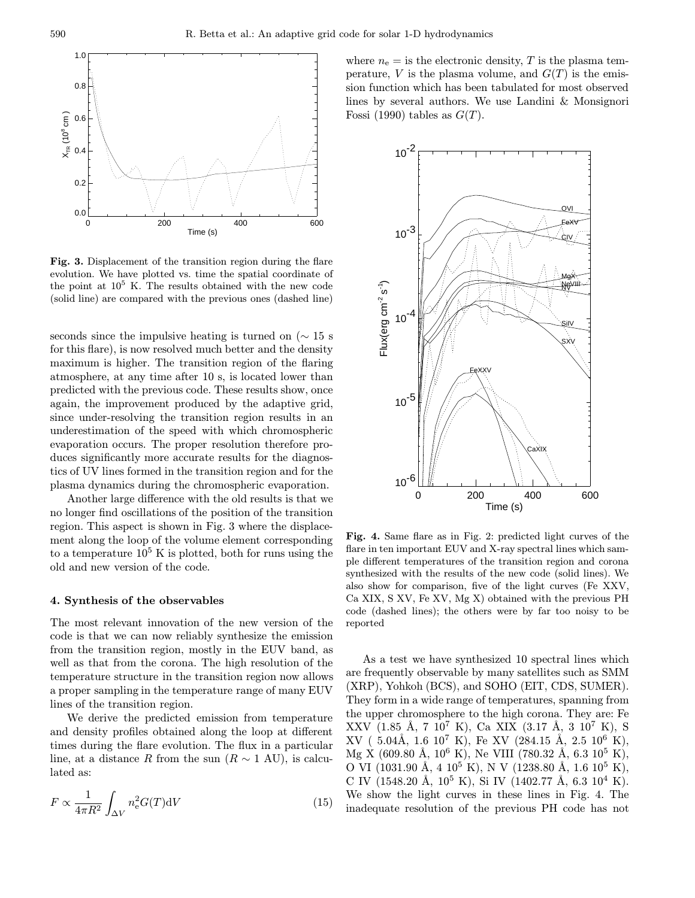**Fig. 3.** Displacement of the transition region during the flare evolution. We have plotted vs. time the spatial coordinate of the point at $10^5$ K. The results obtained with the new code (solid line) are compared with the previous ones (dashed line)

seconds since the impulsive heating is turned on ($\sim 15$ s for this flare), is now resolved much better and the density maximum is higher. The transition region of the flaring atmosphere, at any time after 10 s, is located lower than predicted with the previous code. These results show, once again, the improvement produced by the adaptive grid, since under-resolving the transition region results in an underestimation of the speed with which chromospheric evaporation occurs. The proper resolution therefore produces significantly more accurate results for the diagnostics of UV lines formed in the transition region and for the plasma dynamics during the chromospheric evaporation.

Another large difference with the old results is that we no longer find oscillations of the position of the transition region. This aspect is shown in Fig. 3 where the displacement along the loop of the volume element corresponding to a temperature $10^5$ K is plotted, both for runs using the old and new version of the code.

### 4. Synthesis of the observables

The most relevant innovation of the new version of the code is that we can now reliably synthesize the emission from the transition region, mostly in the EUV band, as well as that from the corona. The high resolution of the temperature structure in the transition region now allows a proper sampling in the temperature range of many EUV lines of the transition region.

We derive the predicted emission from temperature and density profiles obtained along the loop at different times during the flare evolution. The flux in a particular line, at a distance $R$ from the sun ($R \sim 1$ AU), is calculated as:

$$F \propto \frac{1}{4\pi R^2} \int_{\Delta V} n_e^2 G(T) \mathrm{d}V \tag{15}$$

where $n_e =$ is the electronic density, $T$ is the plasma temperature, $V$ is the plasma volume, and $G(T)$ is the emission function which has been tabulated for most observed lines by several authors. We use Landini & Monsignori Fossi (1990) tables as $G(T)$.

**Fig. 4.** Same flare as in Fig. 2: predicted light curves of the flare in ten important EUV and X-ray spectral lines which sample different temperatures of the transition region and corona synthesized with the results of the new code (solid lines). We also show for comparison, five of the light curves (Fe XXV, Ca XIX, S XV, Fe XV, Mg X) obtained with the previous PH code (dashed lines); the others were by far too noisy to be reported

As a test we have synthesized 10 spectral lines which are frequently observable by many satellites such as SMM (XRP), Yohkoh (BCS), and SOHO (EIT, CDS, SUMER). They form in a wide range of temperatures, spanning from the upper chromosphere to the high corona. They are: Fe XXV (1.85 Å, $7\ 10^7$ K), Ca XIX (3.17 Å, $3\ 10^7$ K), S XV ( 5.04Å, $1.6\ 10^7$ K), Fe XV (284.15 Å, $2.5\ 10^6$ K), Mg X (609.80 Å, $10^6$ K), Ne VIII (780.32 Å, $6.3\ 10^5$ K), O VI (1031.90 Å, $4\ 10^5$ K), N V (1238.80 Å, $1.6\ 10^5$ K), C IV (1548.20 Å, $10^5$ K), Si IV (1402.77 Å, $6.3\ 10^4$ K). We show the light curves in these lines in Fig. 4. The inadequate resolution of the previous PH code has not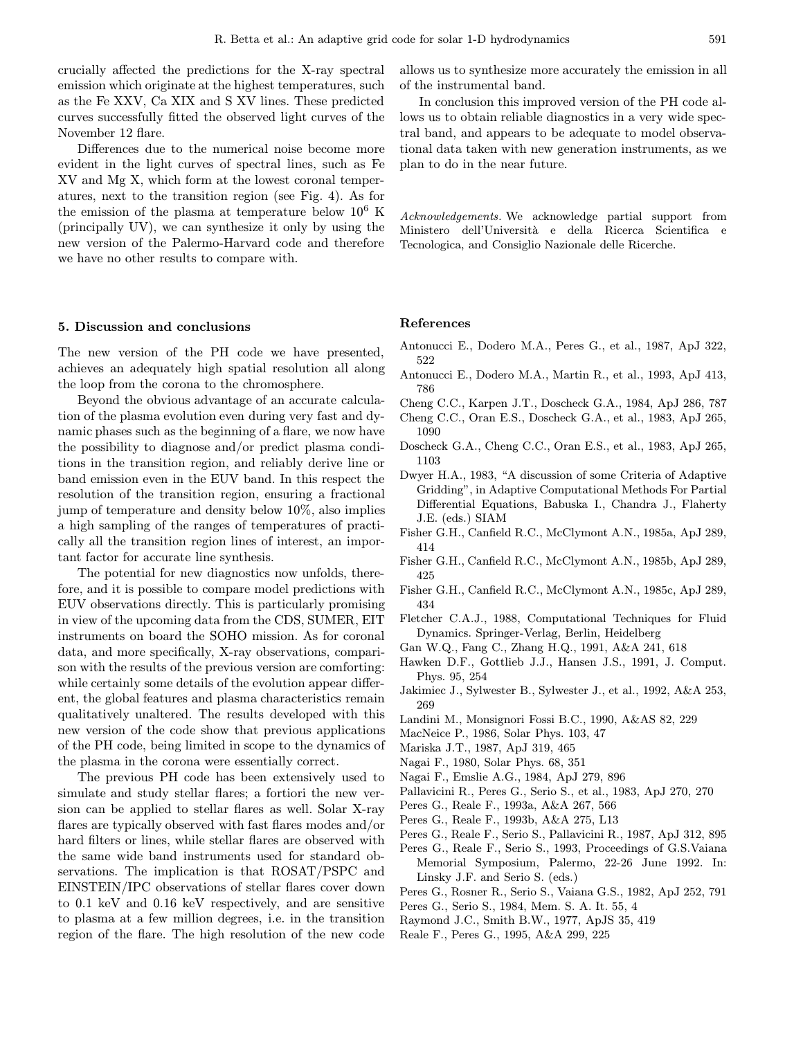crucially affected the predictions for the X-ray spectral emission which originate at the highest temperatures, such as the Fe XXV, Ca XIX and S XV lines. These predicted curves successfully fitted the observed light curves of the November 12 flare.

Differences due to the numerical noise become more evident in the light curves of spectral lines, such as Fe XV and Mg X, which form at the lowest coronal temperatures, next to the transition region (see Fig. 4). As for the emission of the plasma at temperature below $10^6$ K (principally UV), we can synthesize it only by using the new version of the Palermo-Harvard code and therefore we have no other results to compare with.

## 5. Discussion and conclusions

The new version of the PH code we have presented, achieves an adequately high spatial resolution all along the loop from the corona to the chromosphere.

Beyond the obvious advantage of an accurate calculation of the plasma evolution even during very fast and dynamic phases such as the beginning of a flare, we now have the possibility to diagnose and/or predict plasma conditions in the transition region, and reliably derive line or band emission even in the EUV band. In this respect the resolution of the transition region, ensuring a fractional jump of temperature and density below 10%, also implies a high sampling of the ranges of temperatures of practically all the transition region lines of interest, an important factor for accurate line synthesis.

The potential for new diagnostics now unfolds, therefore, and it is possible to compare model predictions with EUV observations directly. This is particularly promising in view of the upcoming data from the CDS, SUMER, EIT instruments on board the SOHO mission. As for coronal data, and more specifically, X-ray observations, comparison with the results of the previous version are comforting: while certainly some details of the evolution appear different, the global features and plasma characteristics remain qualitatively unaltered. The results developed with this new version of the code show that previous applications of the PH code, being limited in scope to the dynamics of the plasma in the corona were essentially correct.

The previous PH code has been extensively used to simulate and study stellar flares; a fortiori the new version can be applied to stellar flares as well. Solar X-ray flares are typically observed with fast flares modes and/or hard filters or lines, while stellar flares are observed with the same wide band instruments used for standard observations. The implication is that ROSAT/PSPC and EINSTEIN/IPC observations of stellar flares cover down to 0.1 keV and 0.16 keV respectively, and are sensitive to plasma at a few million degrees, i.e. in the transition region of the flare. The high resolution of the new code allows us to synthesize more accurately the emission in all of the instrumental band.

In conclusion this improved version of the PH code allows us to obtain reliable diagnostics in a very wide spectral band, and appears to be adequate to model observational data taken with new generation instruments, as we plan to do in the near future.

*Acknowledgements.* We acknowledge partial support from Ministero dell'Università e della Ricerca Scientifica e Tecnologica, and Consiglio Nazionale delle Ricerche.

## References

Antonucci E., Dodero M.A., Peres G., et al., 1987, ApJ 322, 522

Antonucci E., Dodero M.A., Martin R., et al., 1993, ApJ 413, 786

Cheng C.C., Karpen J.T., Doscheck G.A., 1984, ApJ 286, 787

Cheng C.C., Oran E.S., Doscheck G.A., et al., 1983, ApJ 265, 1090

Doscheck G.A., Cheng C.C., Oran E.S., et al., 1983, ApJ 265, 1103

Dwyer H.A., 1983, "A discussion of some Criteria of Adaptive Gridding", in Adaptive Computational Methods For Partial Differential Equations, Babuska I., Chandra J., Flaherty J.E. (eds.) SIAM

Fisher G.H., Canfield R.C., McClymont A.N., 1985a, ApJ 289, 414

Fisher G.H., Canfield R.C., McClymont A.N., 1985b, ApJ 289, 425

Fisher G.H., Canfield R.C., McClymont A.N., 1985c, ApJ 289, 434

Fletcher C.A.J., 1988, Computational Techniques for Fluid Dynamics. Springer-Verlag, Berlin, Heidelberg

Gan W.Q., Fang C., Zhang H.Q., 1991, A&A 241, 618

Hawken D.F., Gottlieb J.J., Hansen J.S., 1991, J. Comput. Phys. 95, 254

Jakimiec J., Sylwester B., Sylwester J., et al., 1992, A&A 253, 269

Landini M., Monsignori Fossi B.C., 1990, A&AS 82, 229

MacNeice P., 1986, Solar Phys. 103, 47

Mariska J.T., 1987, ApJ 319, 465

Nagai F., 1980, Solar Phys. 68, 351

Nagai F., Emslie A.G., 1984, ApJ 279, 896

Pallavicini R., Peres G., Serio S., et al., 1983, ApJ 270, 270

Peres G., Reale F., 1993a, A&A 267, 566

Peres G., Reale F., 1993b, A&A 275, L13

Peres G., Reale F., Serio S., Pallavicini R., 1987, ApJ 312, 895

Peres G., Reale F., Serio S., 1993, Proceedings of G.S.Vaiana Memorial Symposium, Palermo, 22-26 June 1992. In: Linsky J.F. and Serio S. (eds.)

Peres G., Rosner R., Serio S., Vaiana G.S., 1982, ApJ 252, 791

Peres G., Serio S., 1984, Mem. S. A. It. 55, 4

Raymond J.C., Smith B.W., 1977, ApJS 35, 419

Reale F., Peres G., 1995, A&A 299, 225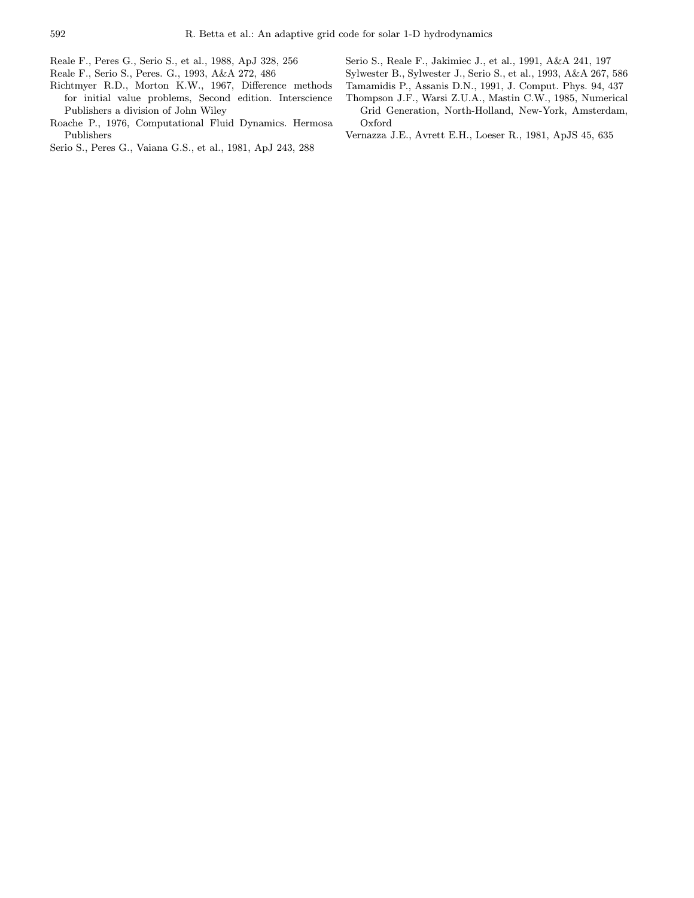Reale F., Peres G., Serio S., et al., 1988, ApJ 328, 256

Reale F., Serio S., Peres. G., 1993, A&A 272, 486

Richtmyer R.D., Morton K.W., 1967, Difference methods for initial value problems, Second edition. Interscience Publishers a division of John Wiley

Roache P., 1976, Computational Fluid Dynamics. Hermosa Publishers

Serio S., Peres G., Vaiana G.S., et al., 1981, ApJ 243, 288

Serio S., Reale F., Jakimiec J., et al., 1991, A&A 241, 197

Sylwester B., Sylwester J., Serio S., et al., 1993, A&A 267, 586

Tamamidis P., Assanis D.N., 1991, J. Comput. Phys. 94, 437

Thompson J.F., Warsi Z.U.A., Mastin C.W., 1985, Numerical Grid Generation, North-Holland, New-York, Amsterdam, Oxford

Vernazza J.E., Avrett E.H., Loeser R., 1981, ApJS 45, 635